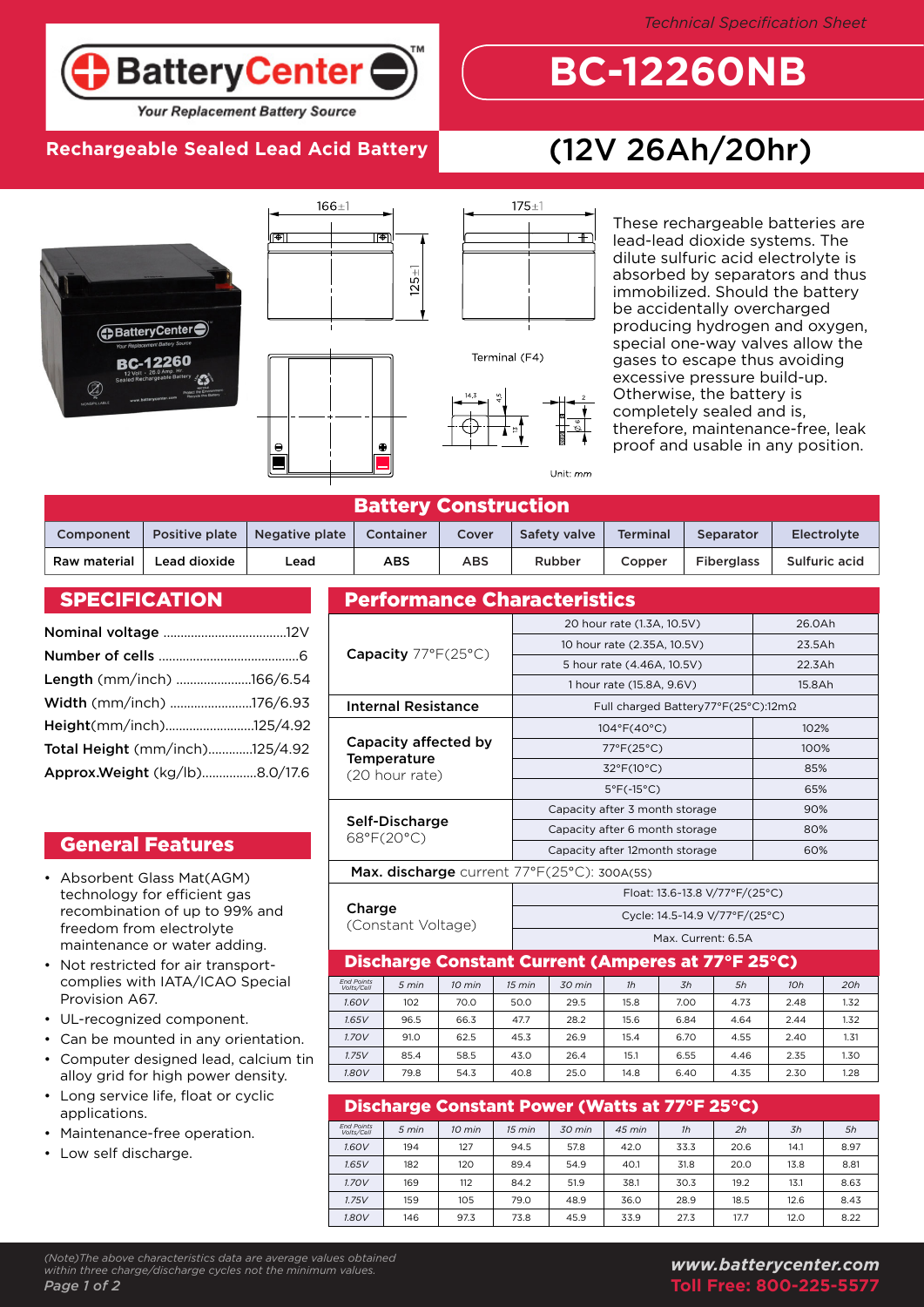Technical Specification Sheet

# BC-12260NB

**Rechargeable Sealed Lead Acid Battery**

## (12V 26Ah/20hr)

166±1

175±1

125±1

Terminal (F4)

Unit: mm

These rechargeable batteries are lead-lead dioxide systems. The dilute sulfuric acid electrolyte is absorbed by separators and thus immobilized. Should the battery be accidentally overcharged producing hydrogen and oxygen, special one-way valves allow the gases to escape thus avoiding excessive pressure build-up. Otherwise, the battery is completely sealed and is, therefore, maintenance-free, leak proof and usable in any position.

## Battery Construction

| Component | Positive plate | Negative plate | Container | Cover | Safety valve | Terminal | Separator | Electrolyte |
|---|---|---|---|---|---|---|---|---|
| Raw material | Lead dioxide | Lead | ABS | ABS | Rubber | Copper | Fiberglass | Sulfuric acid |

## SPECIFICATION

**Nominal voltage** ....................................12V
**Number of cells** .........................................6
**Length** (mm/inch) .......................166/6.54
**Width** (mm/inch) .........................176/6.93
**Height**(mm/inch)..........................125/4.92
**Total Height** (mm/inch).............125/4.92
**Approx.Weight** (kg/lb)................8.0/17.6

## General Features

- Absorbent Glass Mat(AGM) technology for efficient gas recombination of up to 99% and freedom from electrolyte maintenance or water adding.
- Not restricted for air transport-complies with IATA/ICAO Special Provision A67.
- UL-recognized component.
- Can be mounted in any orientation.
- Computer designed lead, calcium tin alloy grid for high power density.
- Long service life, float or cyclic applications.
- Maintenance-free operation.
- Low self discharge.

## Performance Characteristics

| | | |
|---|---|---|
| **Capacity** 77°F(25°C) | 20 hour rate (1.3A, 10.5V) | 26.0Ah |
| | 10 hour rate (2.35A, 10.5V) | 23.5Ah |
| | 5 hour rate (4.46A, 10.5V) | 22.3Ah |
| | 1 hour rate (15.8A, 9.6V) | 15.8Ah |
| **Internal Resistance** | Full charged Battery77°F(25°C):12mΩ | |
| **Capacity affected by Temperature** (20 hour rate) | 104°F(40°C) | 102% |
| | 77°F(25°C) | 100% |
| | 32°F(10°C) | 85% |
| | 5°F(-15°C) | 65% |
| **Self-Discharge** 68°F(20°C) | Capacity after 3 month storage | 90% |
| | Capacity after 6 month storage | 80% |
| | Capacity after 12month storage | 60% |
| **Max. discharge** current 77°F(25°C): 300A(5S) | | |
| **Charge** (Constant Voltage) | Float: 13.6-13.8 V/77°F/(25°C) | |
| | Cycle: 14.5-14.9 V/77°F/(25°C) | |
| | Max. Current: 6.5A | |

## Discharge Constant Current (Amperes at 77°F 25°C)

| End Points Volts/Cell | 5 min | 10 min | 15 min | 30 min | 1h | 3h | 5h | 10h | 20h |
|---|---|---|---|---|---|---|---|---|---|
| 1.60V | 102 | 70.0 | 50.0 | 29.5 | 15.8 | 7.00 | 4.73 | 2.48 | 1.32 |
| 1.65V | 96.5 | 66.3 | 47.7 | 28.2 | 15.6 | 6.84 | 4.64 | 2.44 | 1.32 |
| 1.70V | 91.0 | 62.5 | 45.3 | 26.9 | 15.4 | 6.70 | 4.55 | 2.40 | 1.31 |
| 1.75V | 85.4 | 58.5 | 43.0 | 26.4 | 15.1 | 6.55 | 4.46 | 2.35 | 1.30 |
| 1.80V | 79.8 | 54.3 | 40.8 | 25.0 | 14.8 | 6.40 | 4.35 | 2.30 | 1.28 |

## Discharge Constant Power (Watts at 77°F 25°C)

| End Points Volts/Cell | 5 min | 10 min | 15 min | 30 min | 45 min | 1h | 2h | 3h | 5h |
|---|---|---|---|---|---|---|---|---|---|
| 1.60V | 194 | 127 | 94.5 | 57.8 | 42.0 | 33.3 | 20.6 | 14.1 | 8.97 |
| 1.65V | 182 | 120 | 89.4 | 54.9 | 40.1 | 31.8 | 20.0 | 13.8 | 8.81 |
| 1.70V | 169 | 112 | 84.2 | 51.9 | 38.1 | 30.3 | 19.2 | 13.1 | 8.63 |
| 1.75V | 159 | 105 | 79.0 | 48.9 | 36.0 | 28.9 | 18.5 | 12.6 | 8.43 |
| 1.80V | 146 | 97.3 | 73.8 | 45.9 | 33.9 | 27.3 | 17.7 | 12.0 | 8.22 |

*(Note)The above characteristics data are average values obtained within three charge/discharge cycles not the minimum values.*

**www.batterycenter.com**
**Toll Free: 800-225-5577**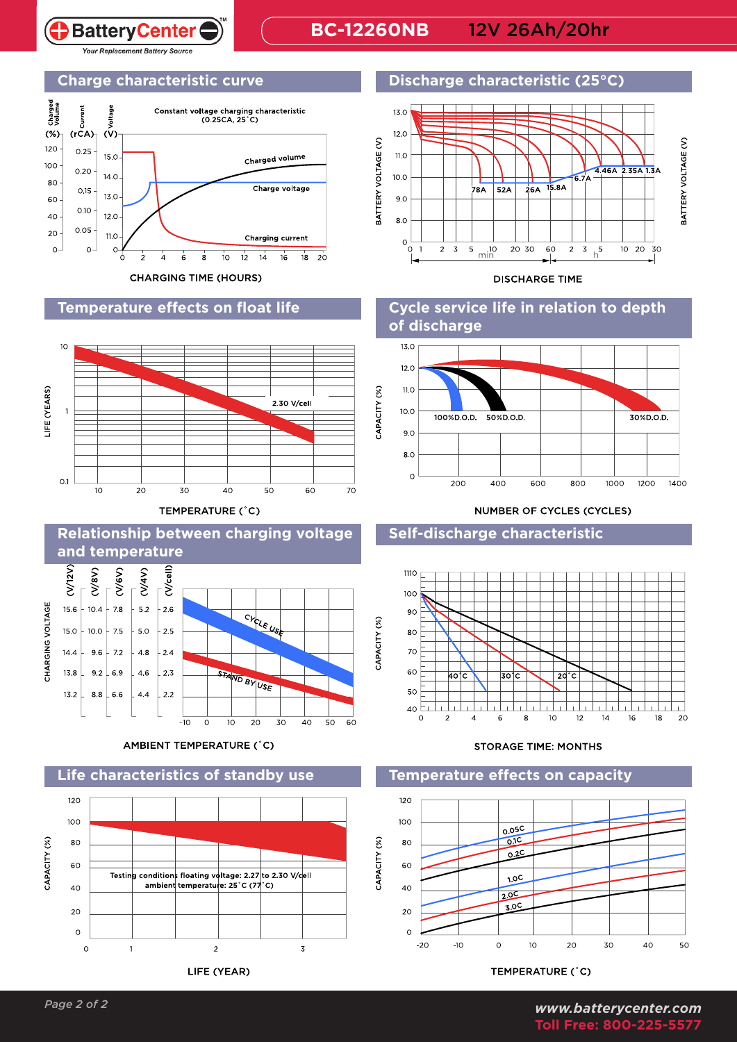BC-12260NB 12V 26Ah/20hr

## Charge characteristic curve

Constant voltage charging characteristic (0.25CA, 25˚C)

Charged Volume (%) Current (rCA) Voltage (V)

120 100 80 60 40 20 0
0.25 0.20 0.15 0.10 0.05 0
15.0 14.0 13.0 12.0 11.0 0

Charged volume
Charge voltage
Charging current

0 2 4 6 8 10 12 14 16 18 20

CHARGING TIME (HOURS)

## Discharge characteristic (25°C)

BATTERY VOLTAGE (V)

13.0 12.0 11.0 10.0 9.0 8.0 0

78A 52A 26A 15.8A 6.7A 4.46A 2.35A 1.3A

0 1 2 3 5 10 20 30 60 2 3 5 10 20 30

min h

DISCHARGE TIME

## Temperature effects on float life

LIFE (YEARS)

10 1 0.1

2.30 V/cell

10 20 30 40 50 60 70

TEMPERATURE (˚C)

## Cycle service life in relation to depth of discharge

CAPACITY (%)

13.0 12.0 11.0 10.0 9.0 8.0 0

100%D.O.D. 50%D.O.D. 30%D.O.D.

200 400 600 800 1000 1200 1400

NUMBER OF CYCLES (CYCLES)

## Relationship between charging voltage and temperature

CHARGING VOLTAGE

(V/12V) (V/8V) (V/6V) (V/4V) (V/cell)

15.6 10.4 7.8 5.2 2.6
15.0 10.0 7.5 5.0 2.5
14.4 9.6 7.2 4.8 2.4
13.8 9.2 6.9 4.6 2.3
13.2 8.8 6.6 4.4 2.2

CYCLE USE
STAND BY USE

-10 0 10 20 30 40 50 60

AMBIENT TEMPERATURE (˚C)

## Self-discharge characteristic

CAPACITY (%)

110 100 90 80 70 60 50 40

40˚C 30˚C 20˚C

0 2 4 6 8 10 12 14 16 18 20

STORAGE TIME: MONTHS

## Life characteristics of standby use

CAPACITY (%)

120 100 80 60 40 20 0

Testing conditions floating voltage: 2.27 to 2.30 V/cell
ambient temperature: 25˚C (77˚C)

0 1 2 3

LIFE (YEAR)

## Temperature effects on capacity

CAPACITY (%)

120 100 80 60 40 20 0

0.05C 0.1C 0.2C 1.0C 2.0C 3.0C

-20 -10 0 10 20 30 40 50

TEMPERATURE (˚C)

www.batterycenter.com
Toll Free: 800-225-5577